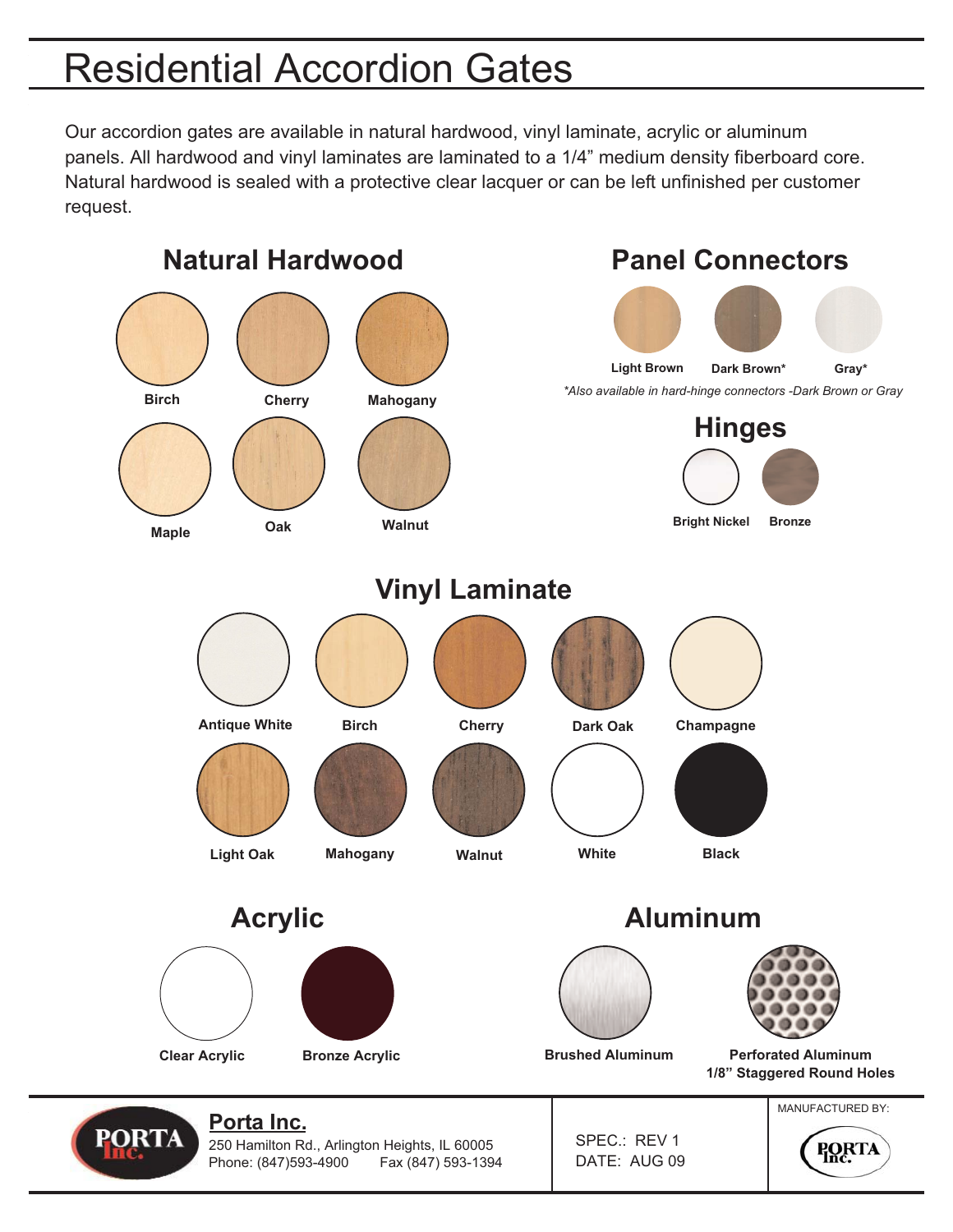# Residential Accordion Gates

Our accordion gates are available in natural hardwood, vinyl laminate, acrylic or aluminum panels. All hardwood and vinyl laminates are laminated to a 1/4" medium density fiberboard core. Natural hardwood is sealed with a protective clear lacquer or can be left unfinished per customer request.

## Natural Hardwood

Birch
Cherry
Mahogany
Maple
Oak
Walnut

## Panel Connectors

Light Brown
Dark Brown*
Gray*

*Also available in hard-hinge connectors -Dark Brown or Gray*

## Hinges

Bright Nickel
Bronze

## Vinyl Laminate

Antique White
Birch
Cherry
Dark Oak
Champagne
Light Oak
Mahogany
Walnut
White
Black

## Acrylic

Clear Acrylic
Bronze Acrylic

## Aluminum

Brushed Aluminum
Perforated Aluminum 1/8" Staggered Round Holes

---

**Porta Inc.**
250 Hamilton Rd., Arlington Heights, IL 60005
Phone: (847)593-4900 Fax (847) 593-1394

SPEC.: REV 1
DATE: AUG 09

MANUFACTURED BY: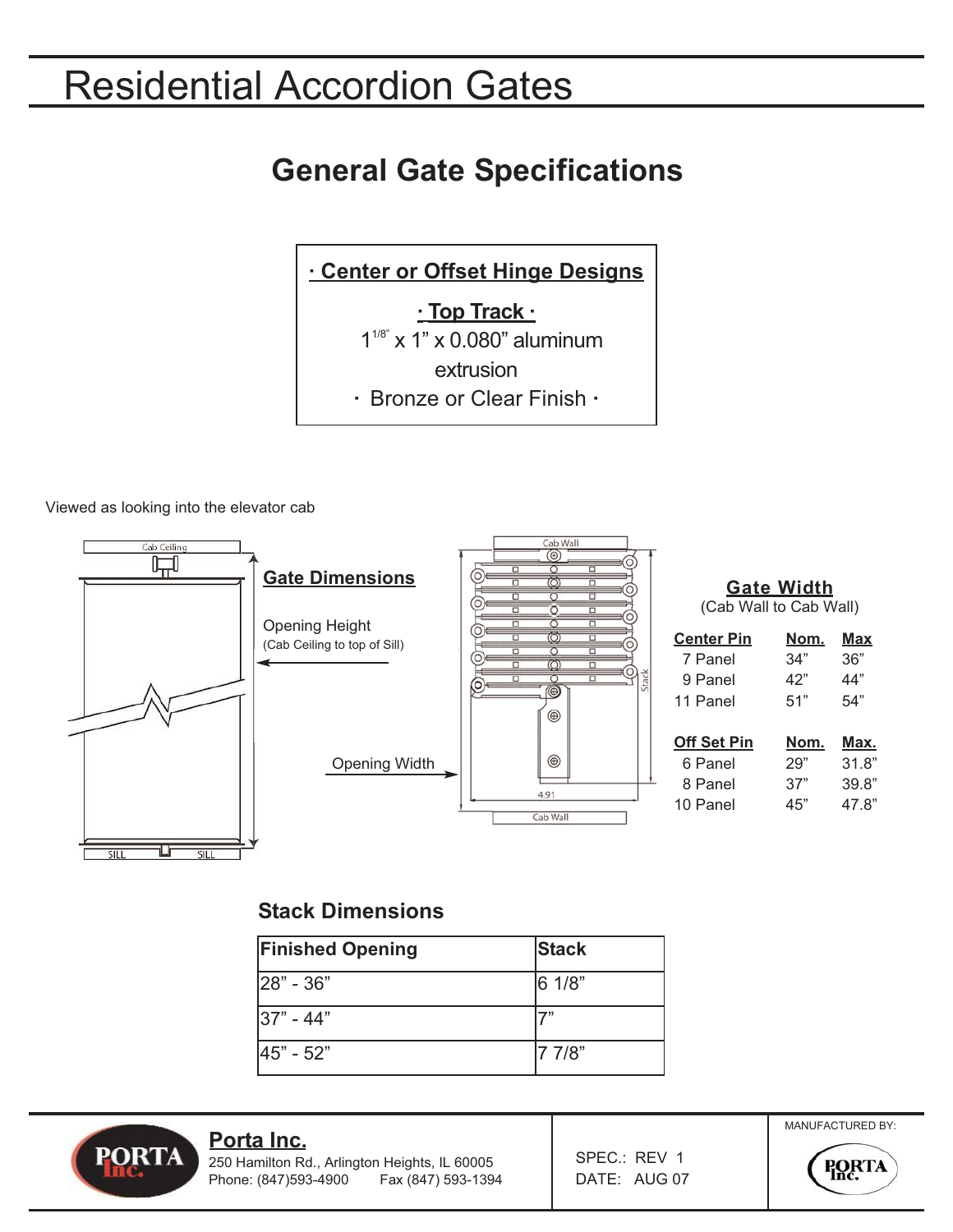# Residential Accordion Gates

## General Gate Specifications

**· Center or Offset Hinge Designs**

**· Top Track ·**

1 1/8" x 1" x 0.080" aluminum extrusion

· Bronze or Clear Finish ·

Viewed as looking into the elevator cab

Cab Ceiling

SILL SILL

**Gate Dimensions**

Opening Height
(Cab Ceiling to top of Sill)

Opening Width

Cab Wall

Stack

4.91

Cab Wall

**Gate Width**
(Cab Wall to Cab Wall)

| Center Pin | Nom. | Max |
| --- | --- | --- |
| 7 Panel | 34" | 36" |
| 9 Panel | 42" | 44" |
| 11 Panel | 51" | 54" |

| Off Set Pin | Nom. | Max. |
| --- | --- | --- |
| 6 Panel | 29" | 31.8" |
| 8 Panel | 37" | 39.8" |
| 10 Panel | 45" | 47.8" |

### Stack Dimensions

| Finished Opening | Stack |
| --- | --- |
| 28" - 36" | 6 1/8" |
| 37" - 44" | 7" |
| 45" - 52" | 7 7/8" |

**Porta Inc.**
250 Hamilton Rd., Arlington Heights, IL 60005
Phone: (847)593-4900 Fax (847) 593-1394

SPEC.: REV 1
DATE: AUG 07

MANUFACTURED BY:
PORTA Inc.